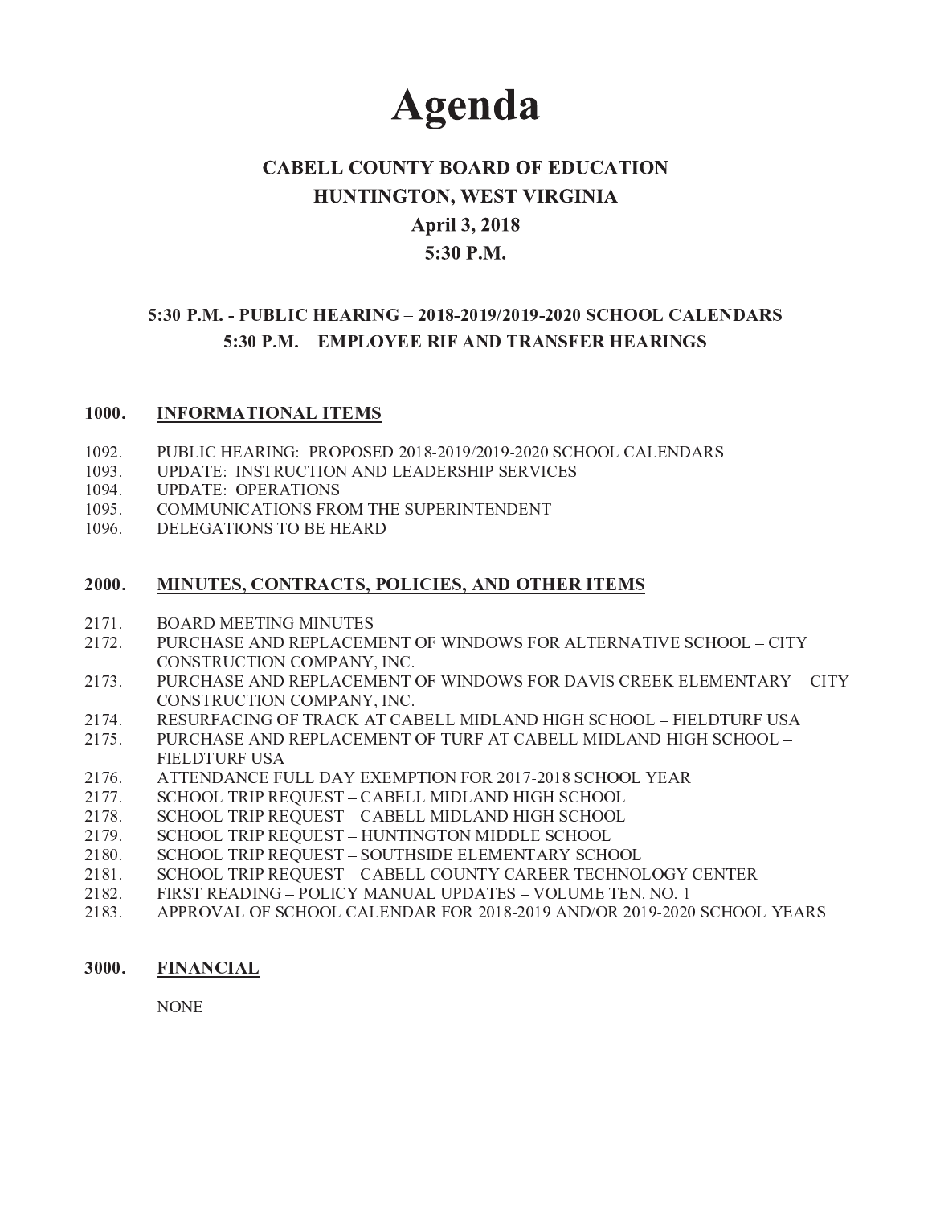# Agenda

## CABELL COUNTY BOARD OF EDUCATION
## HUNTINGTON, WEST VIRGINIA
## April 3, 2018
## 5:30 P.M.

### 5:30 P.M. - PUBLIC HEARING – 2018-2019/2019-2020 SCHOOL CALENDARS
### 5:30 P.M. – EMPLOYEE RIF AND TRANSFER HEARINGS

### 1000. INFORMATIONAL ITEMS

1092. PUBLIC HEARING: PROPOSED 2018-2019/2019-2020 SCHOOL CALENDARS
1093. UPDATE: INSTRUCTION AND LEADERSHIP SERVICES
1094. UPDATE: OPERATIONS
1095. COMMUNICATIONS FROM THE SUPERINTENDENT
1096. DELEGATIONS TO BE HEARD

### 2000. MINUTES, CONTRACTS, POLICIES, AND OTHER ITEMS

2171. BOARD MEETING MINUTES
2172. PURCHASE AND REPLACEMENT OF WINDOWS FOR ALTERNATIVE SCHOOL – CITY CONSTRUCTION COMPANY, INC.
2173. PURCHASE AND REPLACEMENT OF WINDOWS FOR DAVIS CREEK ELEMENTARY - CITY CONSTRUCTION COMPANY, INC.
2174. RESURFACING OF TRACK AT CABELL MIDLAND HIGH SCHOOL – FIELDTURF USA
2175. PURCHASE AND REPLACEMENT OF TURF AT CABELL MIDLAND HIGH SCHOOL – FIELDTURF USA
2176. ATTENDANCE FULL DAY EXEMPTION FOR 2017-2018 SCHOOL YEAR
2177. SCHOOL TRIP REQUEST – CABELL MIDLAND HIGH SCHOOL
2178. SCHOOL TRIP REQUEST – CABELL MIDLAND HIGH SCHOOL
2179. SCHOOL TRIP REQUEST – HUNTINGTON MIDDLE SCHOOL
2180. SCHOOL TRIP REQUEST – SOUTHSIDE ELEMENTARY SCHOOL
2181. SCHOOL TRIP REQUEST – CABELL COUNTY CAREER TECHNOLOGY CENTER
2182. FIRST READING – POLICY MANUAL UPDATES – VOLUME TEN. NO. 1
2183. APPROVAL OF SCHOOL CALENDAR FOR 2018-2019 AND/OR 2019-2020 SCHOOL YEARS

### 3000. FINANCIAL

NONE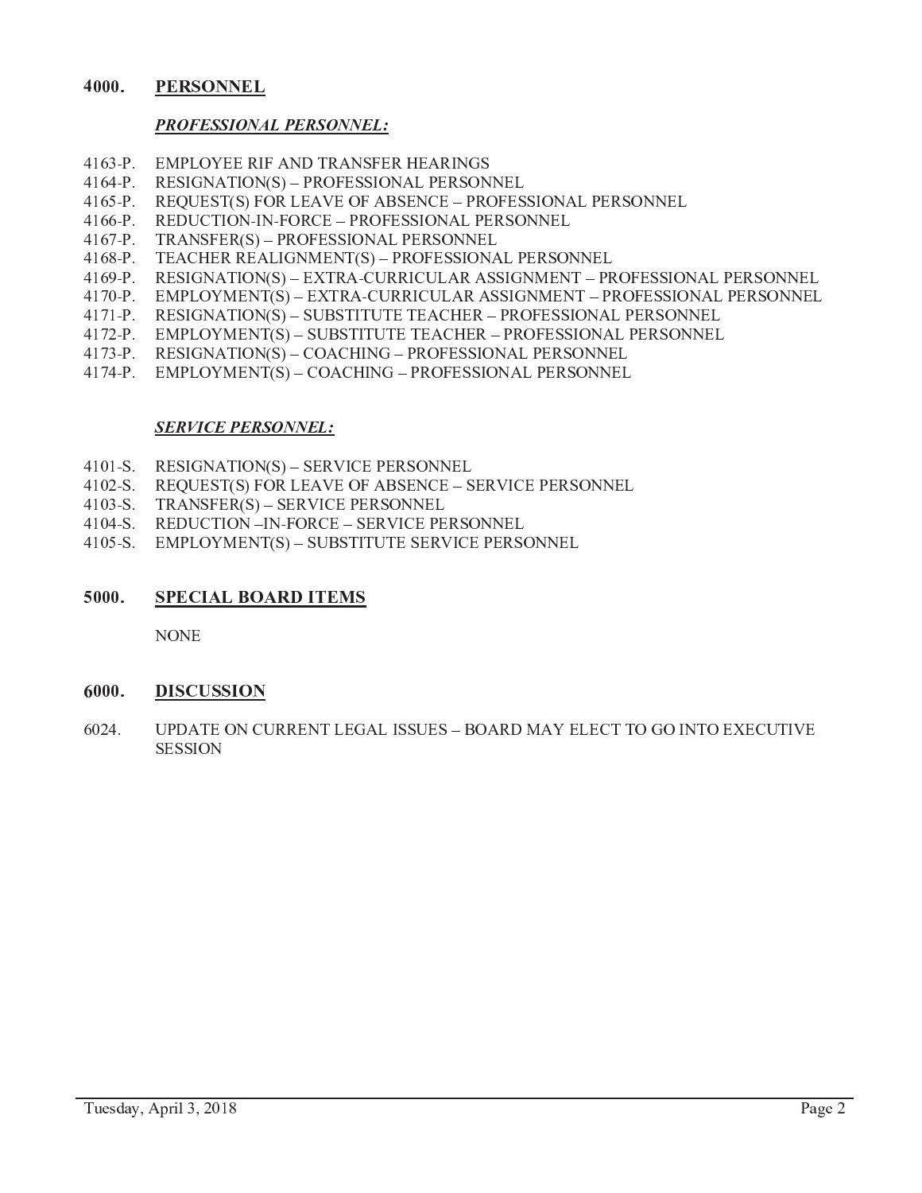## 4000. PERSONNEL

***PROFESSIONAL PERSONNEL:***

4163-P. EMPLOYEE RIF AND TRANSFER HEARINGS
4164-P. RESIGNATION(S) – PROFESSIONAL PERSONNEL
4165-P. REQUEST(S) FOR LEAVE OF ABSENCE – PROFESSIONAL PERSONNEL
4166-P. REDUCTION-IN-FORCE – PROFESSIONAL PERSONNEL
4167-P. TRANSFER(S) – PROFESSIONAL PERSONNEL
4168-P. TEACHER REALIGNMENT(S) – PROFESSIONAL PERSONNEL
4169-P. RESIGNATION(S) – EXTRA-CURRICULAR ASSIGNMENT – PROFESSIONAL PERSONNEL
4170-P. EMPLOYMENT(S) – EXTRA-CURRICULAR ASSIGNMENT – PROFESSIONAL PERSONNEL
4171-P. RESIGNATION(S) – SUBSTITUTE TEACHER – PROFESSIONAL PERSONNEL
4172-P. EMPLOYMENT(S) – SUBSTITUTE TEACHER – PROFESSIONAL PERSONNEL
4173-P. RESIGNATION(S) – COACHING – PROFESSIONAL PERSONNEL
4174-P. EMPLOYMENT(S) – COACHING – PROFESSIONAL PERSONNEL

***SERVICE PERSONNEL:***

4101-S. RESIGNATION(S) – SERVICE PERSONNEL
4102-S. REQUEST(S) FOR LEAVE OF ABSENCE – SERVICE PERSONNEL
4103-S. TRANSFER(S) – SERVICE PERSONNEL
4104-S. REDUCTION –IN-FORCE – SERVICE PERSONNEL
4105-S. EMPLOYMENT(S) – SUBSTITUTE SERVICE PERSONNEL

## 5000. SPECIAL BOARD ITEMS

NONE

## 6000. DISCUSSION

6024. UPDATE ON CURRENT LEGAL ISSUES – BOARD MAY ELECT TO GO INTO EXECUTIVE SESSION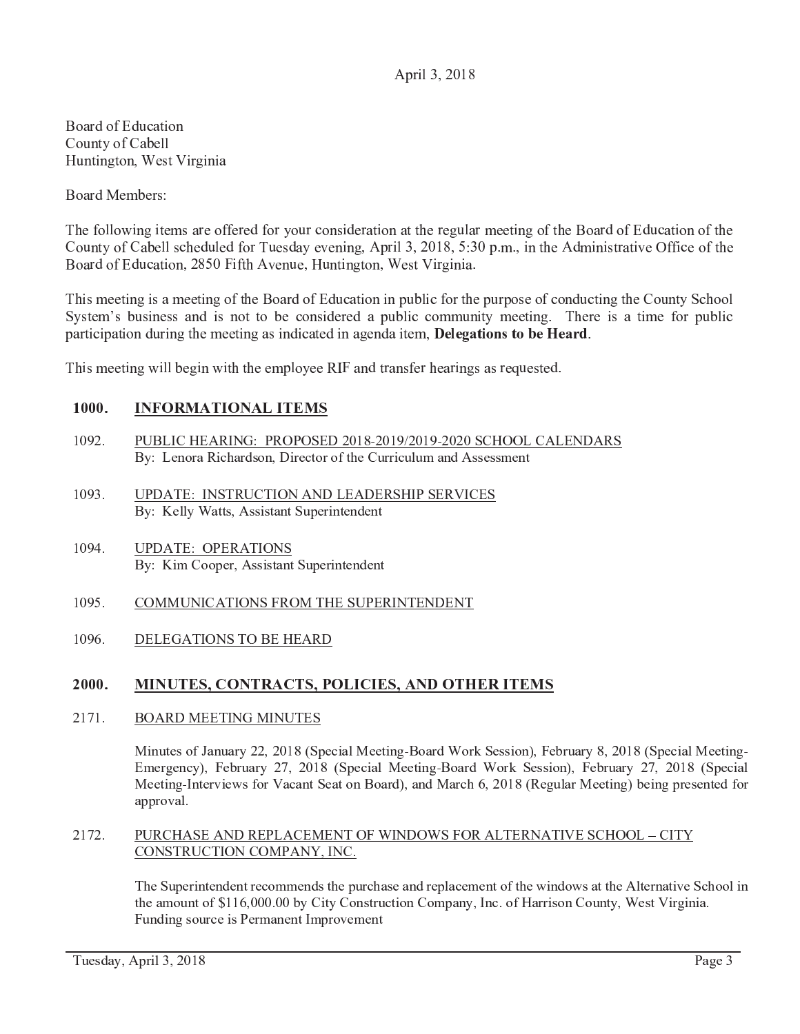April 3, 2018

Board of Education
County of Cabell
Huntington, West Virginia

Board Members:

The following items are offered for your consideration at the regular meeting of the Board of Education of the County of Cabell scheduled for Tuesday evening, April 3, 2018, 5:30 p.m., in the Administrative Office of the Board of Education, 2850 Fifth Avenue, Huntington, West Virginia.

This meeting is a meeting of the Board of Education in public for the purpose of conducting the County School System's business and is not to be considered a public community meeting. There is a time for public participation during the meeting as indicated in agenda item, **Delegations to be Heard**.

This meeting will begin with the employee RIF and transfer hearings as requested.

## 1000. INFORMATIONAL ITEMS

1092. PUBLIC HEARING: PROPOSED 2018-2019/2019-2020 SCHOOL CALENDARS
By: Lenora Richardson, Director of the Curriculum and Assessment

1093. UPDATE: INSTRUCTION AND LEADERSHIP SERVICES
By: Kelly Watts, Assistant Superintendent

1094. UPDATE: OPERATIONS
By: Kim Cooper, Assistant Superintendent

1095. COMMUNICATIONS FROM THE SUPERINTENDENT

1096. DELEGATIONS TO BE HEARD

## 2000. MINUTES, CONTRACTS, POLICIES, AND OTHER ITEMS

2171. BOARD MEETING MINUTES

Minutes of January 22, 2018 (Special Meeting-Board Work Session), February 8, 2018 (Special Meeting-Emergency), February 27, 2018 (Special Meeting-Board Work Session), February 27, 2018 (Special Meeting-Interviews for Vacant Seat on Board), and March 6, 2018 (Regular Meeting) being presented for approval.

2172. PURCHASE AND REPLACEMENT OF WINDOWS FOR ALTERNATIVE SCHOOL – CITY CONSTRUCTION COMPANY, INC.

The Superintendent recommends the purchase and replacement of the windows at the Alternative School in the amount of $116,000.00 by City Construction Company, Inc. of Harrison County, West Virginia. Funding source is Permanent Improvement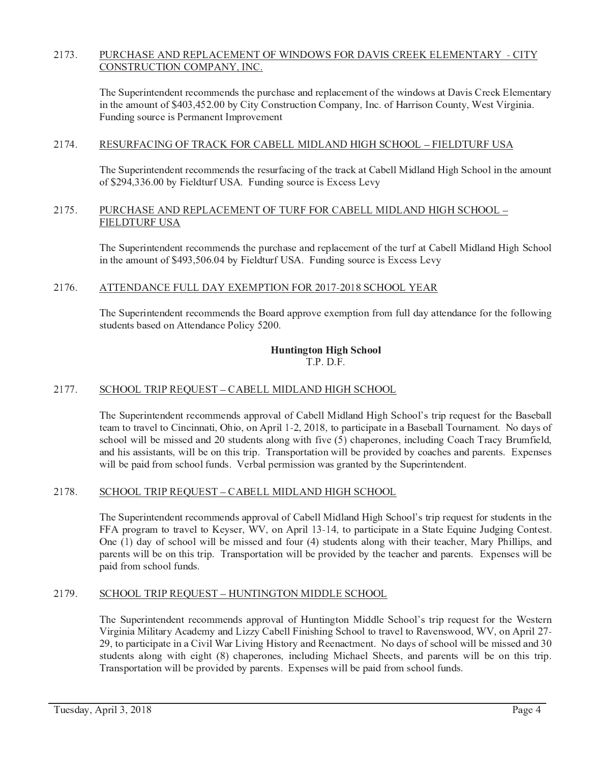2173. <u>PURCHASE AND REPLACEMENT OF WINDOWS FOR DAVIS CREEK ELEMENTARY - CITY CONSTRUCTION COMPANY, INC.</u>

The Superintendent recommends the purchase and replacement of the windows at Davis Creek Elementary in the amount of $403,452.00 by City Construction Company, Inc. of Harrison County, West Virginia. Funding source is Permanent Improvement

2174. <u>RESURFACING OF TRACK FOR CABELL MIDLAND HIGH SCHOOL – FIELDTURF USA</u>

The Superintendent recommends the resurfacing of the track at Cabell Midland High School in the amount of $294,336.00 by Fieldturf USA. Funding source is Excess Levy

2175. <u>PURCHASE AND REPLACEMENT OF TURF FOR CABELL MIDLAND HIGH SCHOOL – FIELDTURF USA</u>

The Superintendent recommends the purchase and replacement of the turf at Cabell Midland High School in the amount of $493,506.04 by Fieldturf USA. Funding source is Excess Levy

2176. <u>ATTENDANCE FULL DAY EXEMPTION FOR 2017-2018 SCHOOL YEAR</u>

The Superintendent recommends the Board approve exemption from full day attendance for the following students based on Attendance Policy 5200.

**Huntington High School**
T.P. D.F.

2177. <u>SCHOOL TRIP REQUEST – CABELL MIDLAND HIGH SCHOOL</u>

The Superintendent recommends approval of Cabell Midland High School's trip request for the Baseball team to travel to Cincinnati, Ohio, on April 1-2, 2018, to participate in a Baseball Tournament. No days of school will be missed and 20 students along with five (5) chaperones, including Coach Tracy Brumfield, and his assistants, will be on this trip. Transportation will be provided by coaches and parents. Expenses will be paid from school funds. Verbal permission was granted by the Superintendent.

2178. <u>SCHOOL TRIP REQUEST – CABELL MIDLAND HIGH SCHOOL</u>

The Superintendent recommends approval of Cabell Midland High School's trip request for students in the FFA program to travel to Keyser, WV, on April 13-14, to participate in a State Equine Judging Contest. One (1) day of school will be missed and four (4) students along with their teacher, Mary Phillips, and parents will be on this trip. Transportation will be provided by the teacher and parents. Expenses will be paid from school funds.

2179. <u>SCHOOL TRIP REQUEST – HUNTINGTON MIDDLE SCHOOL</u>

The Superintendent recommends approval of Huntington Middle School's trip request for the Western Virginia Military Academy and Lizzy Cabell Finishing School to travel to Ravenswood, WV, on April 27-29, to participate in a Civil War Living History and Reenactment. No days of school will be missed and 30 students along with eight (8) chaperones, including Michael Sheets, and parents will be on this trip. Transportation will be provided by parents. Expenses will be paid from school funds.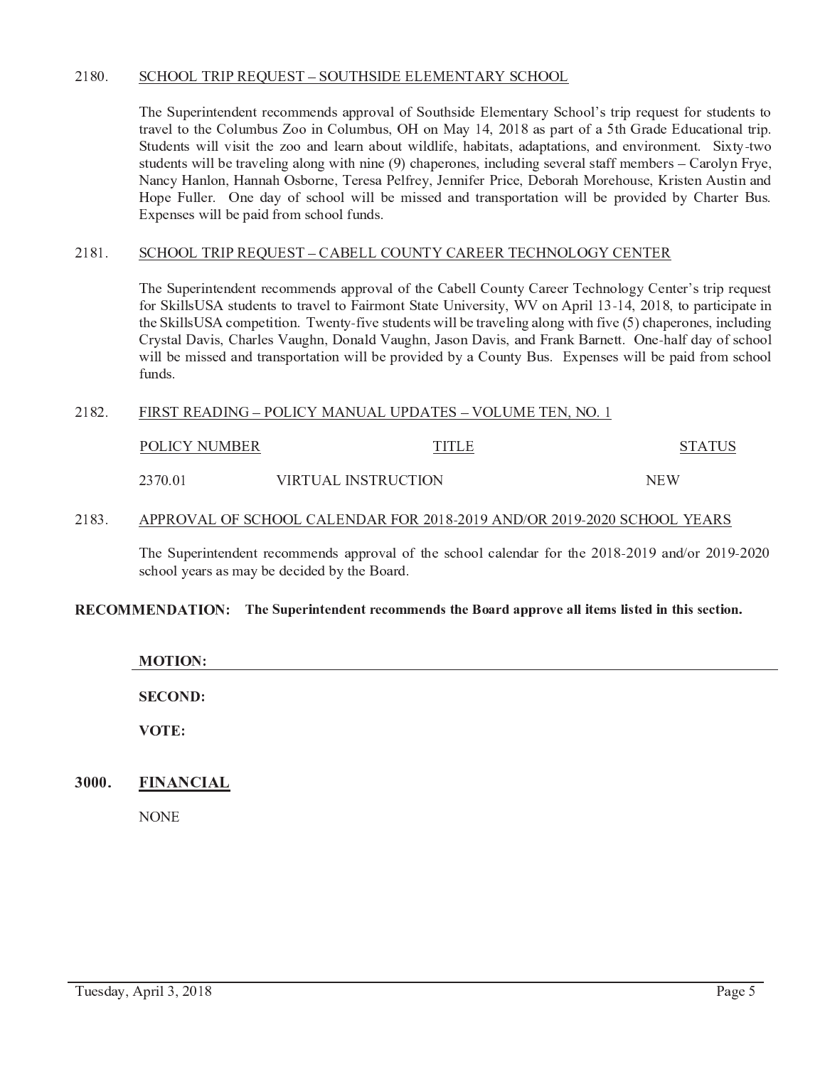2180. SCHOOL TRIP REQUEST – SOUTHSIDE ELEMENTARY SCHOOL

The Superintendent recommends approval of Southside Elementary School's trip request for students to travel to the Columbus Zoo in Columbus, OH on May 14, 2018 as part of a 5th Grade Educational trip. Students will visit the zoo and learn about wildlife, habitats, adaptations, and environment. Sixty-two students will be traveling along with nine (9) chaperones, including several staff members – Carolyn Frye, Nancy Hanlon, Hannah Osborne, Teresa Pelfrey, Jennifer Price, Deborah Morehouse, Kristen Austin and Hope Fuller. One day of school will be missed and transportation will be provided by Charter Bus. Expenses will be paid from school funds.

2181. SCHOOL TRIP REQUEST – CABELL COUNTY CAREER TECHNOLOGY CENTER

The Superintendent recommends approval of the Cabell County Career Technology Center's trip request for SkillsUSA students to travel to Fairmont State University, WV on April 13-14, 2018, to participate in the SkillsUSA competition. Twenty-five students will be traveling along with five (5) chaperones, including Crystal Davis, Charles Vaughn, Donald Vaughn, Jason Davis, and Frank Barnett. One-half day of school will be missed and transportation will be provided by a County Bus. Expenses will be paid from school funds.

2182. FIRST READING – POLICY MANUAL UPDATES – VOLUME TEN, NO. 1

| POLICY NUMBER | TITLE | STATUS |
|---|---|---|
| 2370.01 | VIRTUAL INSTRUCTION | NEW |

2183. APPROVAL OF SCHOOL CALENDAR FOR 2018-2019 AND/OR 2019-2020 SCHOOL YEARS

The Superintendent recommends approval of the school calendar for the 2018-2019 and/or 2019-2020 school years as may be decided by the Board.

**RECOMMENDATION: The Superintendent recommends the Board approve all items listed in this section.**

**MOTION:**

**SECOND:**

**VOTE:**

## 3000. FINANCIAL

NONE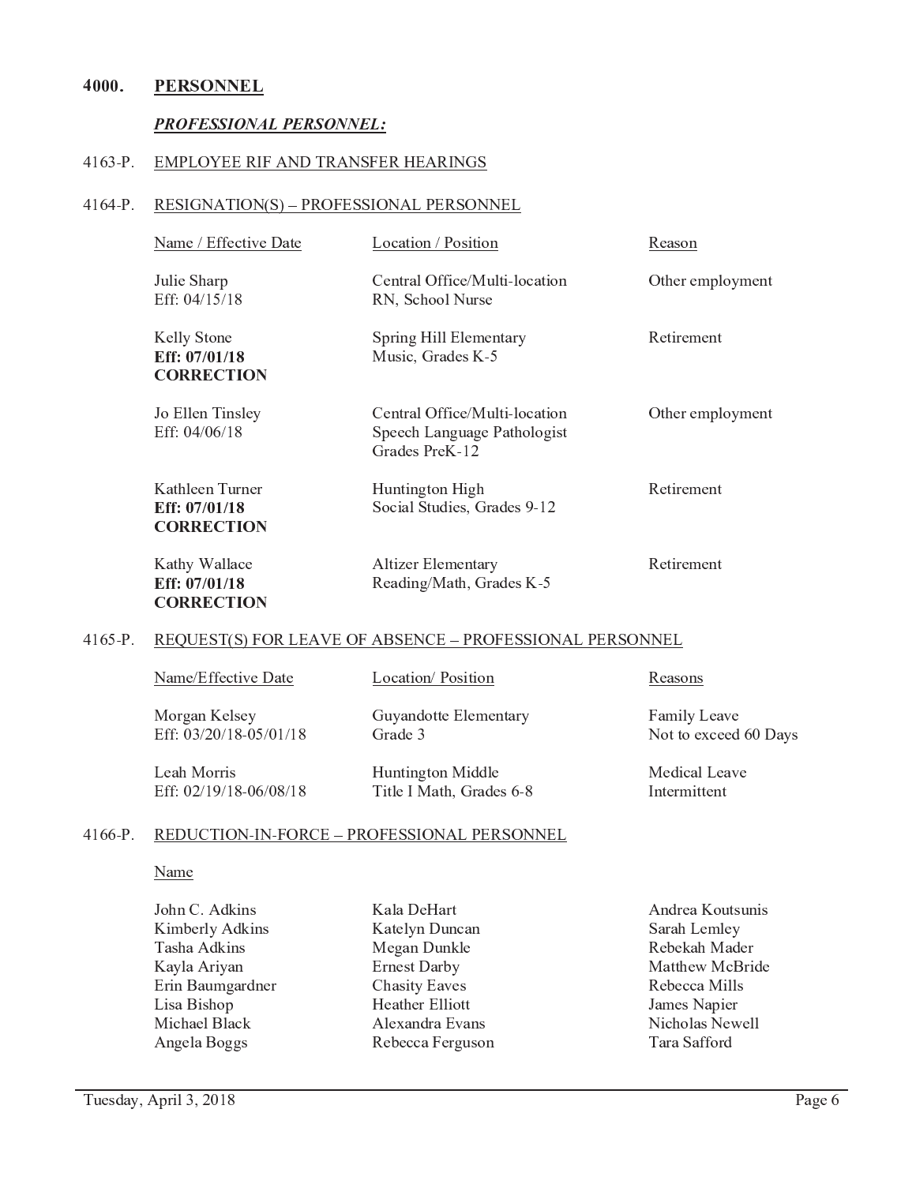## 4000. PERSONNEL

### *PROFESSIONAL PERSONNEL:*

4163-P. EMPLOYEE RIF AND TRANSFER HEARINGS

4164-P. RESIGNATION(S) – PROFESSIONAL PERSONNEL

| Name / Effective Date | Location / Position | Reason |
|---|---|---|
| Julie Sharp<br>Eff: 04/15/18 | Central Office/Multi-location<br>RN, School Nurse | Other employment |
| Kelly Stone<br>**Eff: 07/01/18**<br>**CORRECTION** | Spring Hill Elementary<br>Music, Grades K-5 | Retirement |
| Jo Ellen Tinsley<br>Eff: 04/06/18 | Central Office/Multi-location<br>Speech Language Pathologist<br>Grades PreK-12 | Other employment |
| Kathleen Turner<br>**Eff: 07/01/18**<br>**CORRECTION** | Huntington High<br>Social Studies, Grades 9-12 | Retirement |
| Kathy Wallace<br>**Eff: 07/01/18**<br>**CORRECTION** | Altizer Elementary<br>Reading/Math, Grades K-5 | Retirement |

4165-P. REQUEST(S) FOR LEAVE OF ABSENCE – PROFESSIONAL PERSONNEL

| Name/Effective Date | Location/ Position | Reasons |
|---|---|---|
| Morgan Kelsey<br>Eff: 03/20/18-05/01/18 | Guyandotte Elementary<br>Grade 3 | Family Leave<br>Not to exceed 60 Days |
| Leah Morris<br>Eff: 02/19/18-06/08/18 | Huntington Middle<br>Title I Math, Grades 6-8 | Medical Leave<br>Intermittent |

4166-P. REDUCTION-IN-FORCE – PROFESSIONAL PERSONNEL

Name

| | | |
|---|---|---|
| John C. Adkins | Kala DeHart | Andrea Koutsunis |
| Kimberly Adkins | Katelyn Duncan | Sarah Lemley |
| Tasha Adkins | Megan Dunkle | Rebekah Mader |
| Kayla Ariyan | Ernest Darby | Matthew McBride |
| Erin Baumgardner | Chasity Eaves | Rebecca Mills |
| Lisa Bishop | Heather Elliott | James Napier |
| Michael Black | Alexandra Evans | Nicholas Newell |
| Angela Boggs | Rebecca Ferguson | Tara Safford |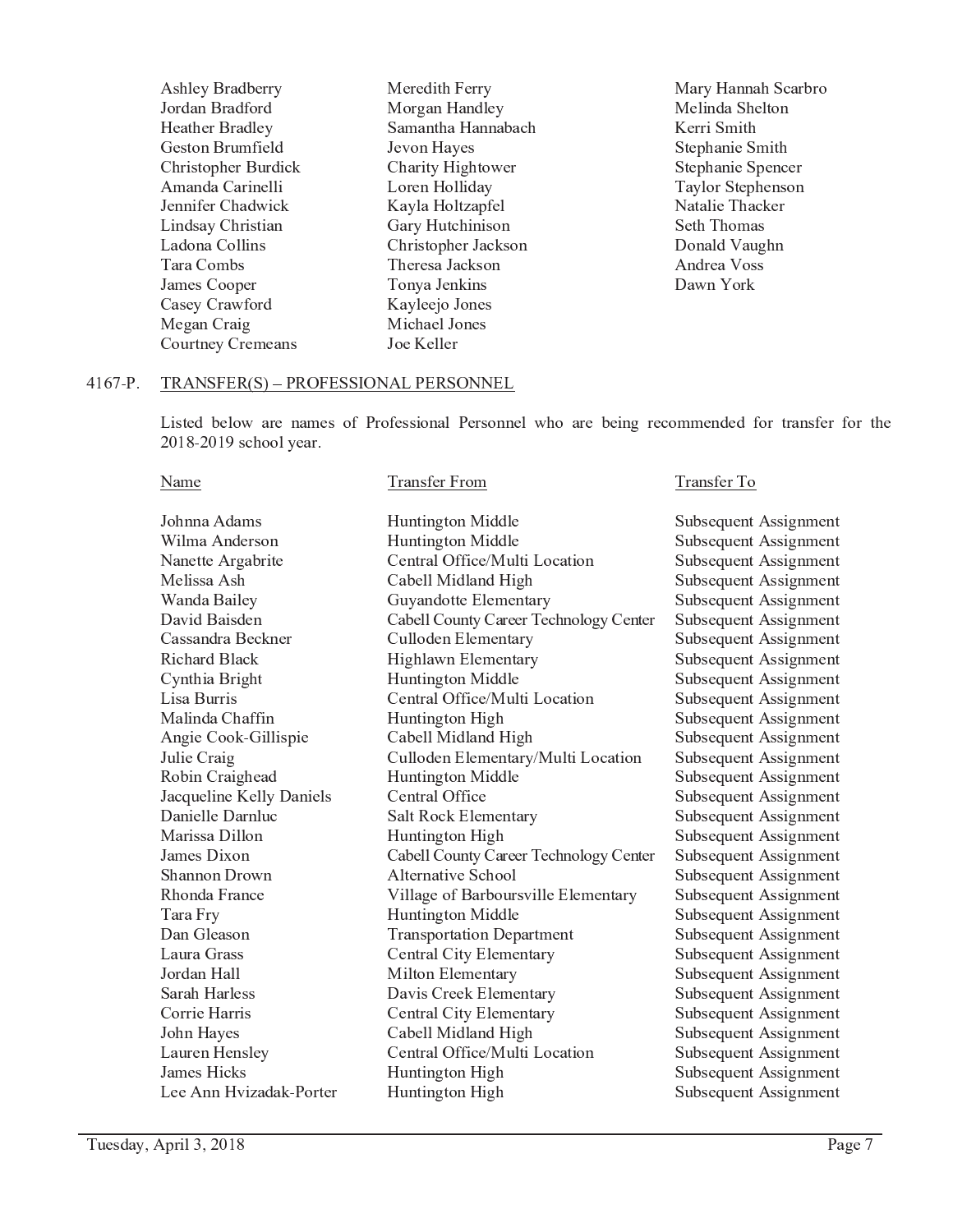Ashley Bradberry
Jordan Bradford
Heather Bradley
Geston Brumfield
Christopher Burdick
Amanda Carinelli
Jennifer Chadwick
Lindsay Christian
Ladona Collins
Tara Combs
James Cooper
Casey Crawford
Megan Craig
Courtney Cremeans
Meredith Ferry
Morgan Handley
Samantha Hannabach
Jevon Hayes
Charity Hightower
Loren Holliday
Kayla Holtzapfel
Gary Hutchinison
Christopher Jackson
Theresa Jackson
Tonya Jenkins
Kayleejo Jones
Michael Jones
Joe Keller
Mary Hannah Scarbro
Melinda Shelton
Kerri Smith
Stephanie Smith
Stephanie Spencer
Taylor Stephenson
Natalie Thacker
Seth Thomas
Donald Vaughn
Andrea Voss
Dawn York

4167-P. TRANSFER(S) – PROFESSIONAL PERSONNEL

Listed below are names of Professional Personnel who are being recommended for transfer for the 2018-2019 school year.

| Name | Transfer From | Transfer To |
|---|---|---|
| Johnna Adams | Huntington Middle | Subsequent Assignment |
| Wilma Anderson | Huntington Middle | Subsequent Assignment |
| Nanette Argabrite | Central Office/Multi Location | Subsequent Assignment |
| Melissa Ash | Cabell Midland High | Subsequent Assignment |
| Wanda Bailey | Guyandotte Elementary | Subsequent Assignment |
| David Baisden | Cabell County Career Technology Center | Subsequent Assignment |
| Cassandra Beckner | Culloden Elementary | Subsequent Assignment |
| Richard Black | Highlawn Elementary | Subsequent Assignment |
| Cynthia Bright | Huntington Middle | Subsequent Assignment |
| Lisa Burris | Central Office/Multi Location | Subsequent Assignment |
| Malinda Chaffin | Huntington High | Subsequent Assignment |
| Angie Cook-Gillispie | Cabell Midland High | Subsequent Assignment |
| Julie Craig | Culloden Elementary/Multi Location | Subsequent Assignment |
| Robin Craighead | Huntington Middle | Subsequent Assignment |
| Jacqueline Kelly Daniels | Central Office | Subsequent Assignment |
| Danielle Darnluc | Salt Rock Elementary | Subsequent Assignment |
| Marissa Dillon | Huntington High | Subsequent Assignment |
| James Dixon | Cabell County Career Technology Center | Subsequent Assignment |
| Shannon Drown | Alternative School | Subsequent Assignment |
| Rhonda France | Village of Barboursville Elementary | Subsequent Assignment |
| Tara Fry | Huntington Middle | Subsequent Assignment |
| Dan Gleason | Transportation Department | Subsequent Assignment |
| Laura Grass | Central City Elementary | Subsequent Assignment |
| Jordan Hall | Milton Elementary | Subsequent Assignment |
| Sarah Harless | Davis Creek Elementary | Subsequent Assignment |
| Corrie Harris | Central City Elementary | Subsequent Assignment |
| John Hayes | Cabell Midland High | Subsequent Assignment |
| Lauren Hensley | Central Office/Multi Location | Subsequent Assignment |
| James Hicks | Huntington High | Subsequent Assignment |
| Lee Ann Hvizadak-Porter | Huntington High | Subsequent Assignment |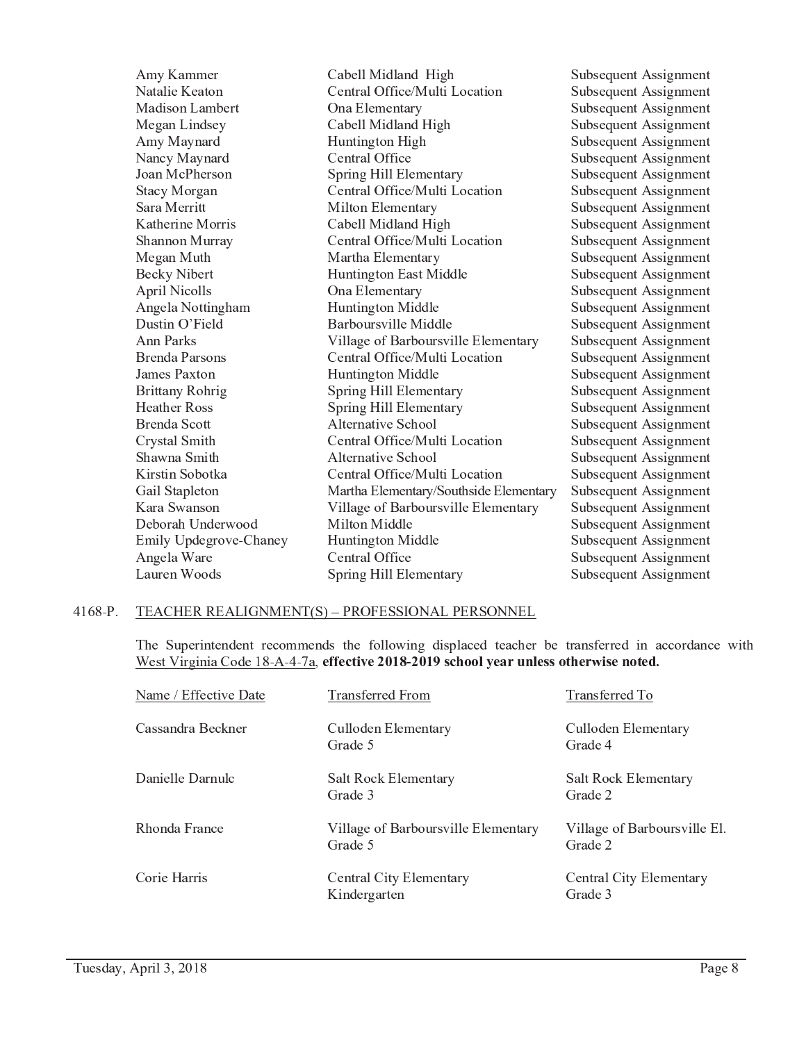| | | |
|---|---|---|
| Amy Kammer | Cabell Midland High | Subsequent Assignment |
| Natalie Keaton | Central Office/Multi Location | Subsequent Assignment |
| Madison Lambert | Ona Elementary | Subsequent Assignment |
| Megan Lindsey | Cabell Midland High | Subsequent Assignment |
| Amy Maynard | Huntington High | Subsequent Assignment |
| Nancy Maynard | Central Office | Subsequent Assignment |
| Joan McPherson | Spring Hill Elementary | Subsequent Assignment |
| Stacy Morgan | Central Office/Multi Location | Subsequent Assignment |
| Sara Merritt | Milton Elementary | Subsequent Assignment |
| Katherine Morris | Cabell Midland High | Subsequent Assignment |
| Shannon Murray | Central Office/Multi Location | Subsequent Assignment |
| Megan Muth | Martha Elementary | Subsequent Assignment |
| Becky Nibert | Huntington East Middle | Subsequent Assignment |
| April Nicolls | Ona Elementary | Subsequent Assignment |
| Angela Nottingham | Huntington Middle | Subsequent Assignment |
| Dustin O'Field | Barboursville Middle | Subsequent Assignment |
| Ann Parks | Village of Barboursville Elementary | Subsequent Assignment |
| Brenda Parsons | Central Office/Multi Location | Subsequent Assignment |
| James Paxton | Huntington Middle | Subsequent Assignment |
| Brittany Rohrig | Spring Hill Elementary | Subsequent Assignment |
| Heather Ross | Spring Hill Elementary | Subsequent Assignment |
| Brenda Scott | Alternative School | Subsequent Assignment |
| Crystal Smith | Central Office/Multi Location | Subsequent Assignment |
| Shawna Smith | Alternative School | Subsequent Assignment |
| Kirstin Sobotka | Central Office/Multi Location | Subsequent Assignment |
| Gail Stapleton | Martha Elementary/Southside Elementary | Subsequent Assignment |
| Kara Swanson | Village of Barboursville Elementary | Subsequent Assignment |
| Deborah Underwood | Milton Middle | Subsequent Assignment |
| Emily Updegrove-Chaney | Huntington Middle | Subsequent Assignment |
| Angela Ware | Central Office | Subsequent Assignment |
| Lauren Woods | Spring Hill Elementary | Subsequent Assignment |

4168-P. TEACHER REALIGNMENT(S) – PROFESSIONAL PERSONNEL

The Superintendent recommends the following displaced teacher be transferred in accordance with West Virginia Code 18-A-4-7a, **effective 2018-2019 school year unless otherwise noted.**

| Name / Effective Date | Transferred From | Transferred To |
|---|---|---|
| Cassandra Beckner | Culloden Elementary<br>Grade 5 | Culloden Elementary<br>Grade 4 |
| Danielle Darnulc | Salt Rock Elementary<br>Grade 3 | Salt Rock Elementary<br>Grade 2 |
| Rhonda France | Village of Barboursville Elementary<br>Grade 5 | Village of Barboursville El.<br>Grade 2 |
| Corie Harris | Central City Elementary<br>Kindergarten | Central City Elementary<br>Grade 3 |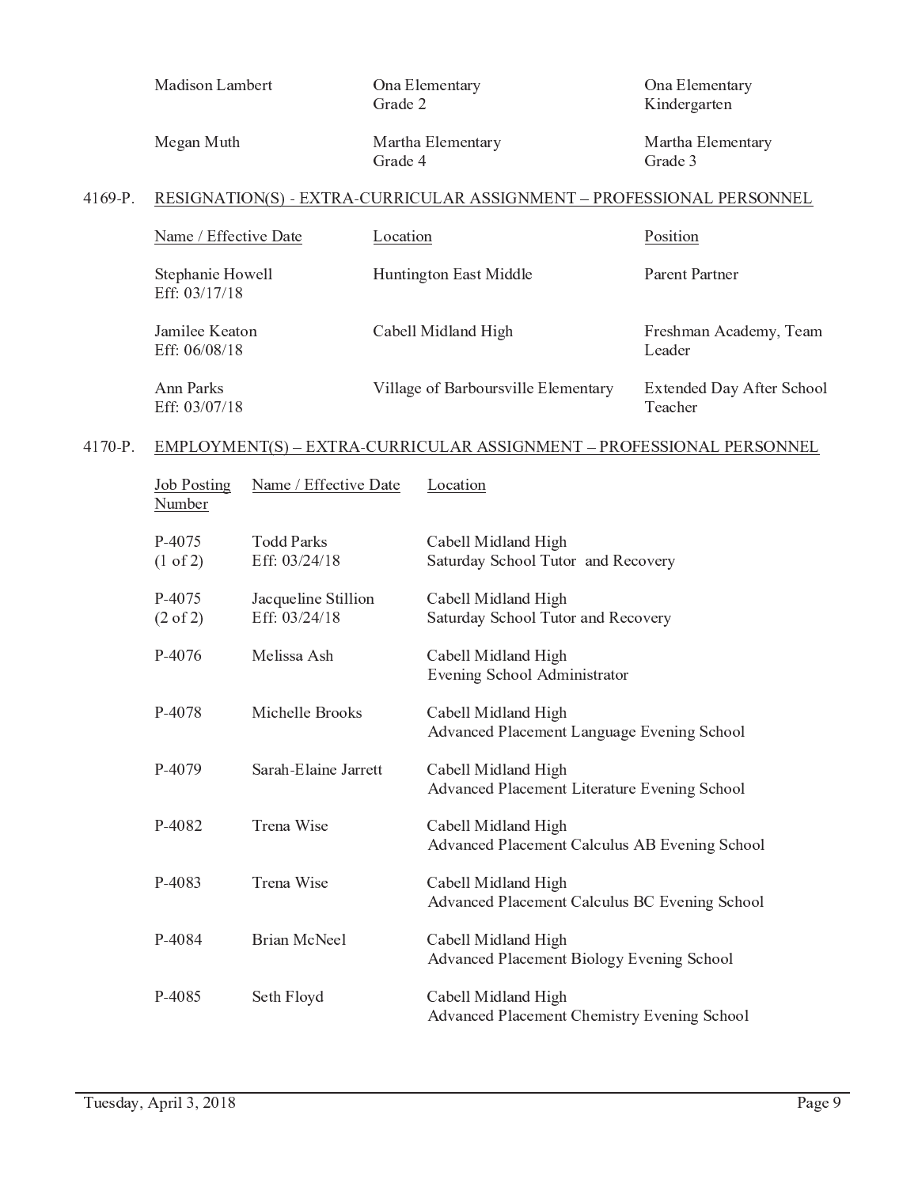| | | |
|---|---|---|
| Madison Lambert | Ona Elementary<br>Grade 2 | Ona Elementary<br>Kindergarten |
| Megan Muth | Martha Elementary<br>Grade 4 | Martha Elementary<br>Grade 3 |

## 4169-P. RESIGNATION(S) - EXTRA-CURRICULAR ASSIGNMENT – PROFESSIONAL PERSONNEL

| Name / Effective Date | Location | Position |
|---|---|---|
| Stephanie Howell<br>Eff: 03/17/18 | Huntington East Middle | Parent Partner |
| Jamilee Keaton<br>Eff: 06/08/18 | Cabell Midland High | Freshman Academy, Team Leader |
| Ann Parks<br>Eff: 03/07/18 | Village of Barboursville Elementary | Extended Day After School Teacher |

## 4170-P. EMPLOYMENT(S) – EXTRA-CURRICULAR ASSIGNMENT – PROFESSIONAL PERSONNEL

| Job Posting Number | Name / Effective Date | Location |
|---|---|---|
| P-4075<br>(1 of 2) | Todd Parks<br>Eff: 03/24/18 | Cabell Midland High<br>Saturday School Tutor and Recovery |
| P-4075<br>(2 of 2) | Jacqueline Stillion<br>Eff: 03/24/18 | Cabell Midland High<br>Saturday School Tutor and Recovery |
| P-4076 | Melissa Ash | Cabell Midland High<br>Evening School Administrator |
| P-4078 | Michelle Brooks | Cabell Midland High<br>Advanced Placement Language Evening School |
| P-4079 | Sarah-Elaine Jarrett | Cabell Midland High<br>Advanced Placement Literature Evening School |
| P-4082 | Trena Wise | Cabell Midland High<br>Advanced Placement Calculus AB Evening School |
| P-4083 | Trena Wise | Cabell Midland High<br>Advanced Placement Calculus BC Evening School |
| P-4084 | Brian McNeel | Cabell Midland High<br>Advanced Placement Biology Evening School |
| P-4085 | Seth Floyd | Cabell Midland High<br>Advanced Placement Chemistry Evening School |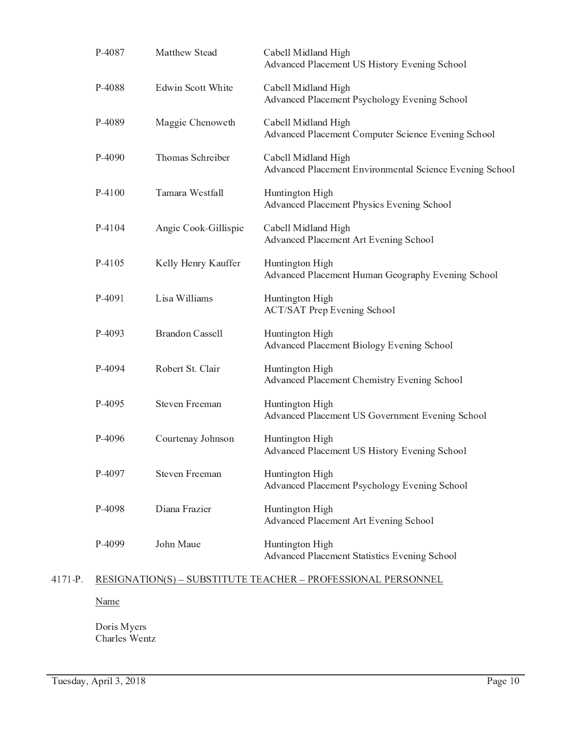| | | |
|---|---|---|
| P-4087 | Matthew Stead | Cabell Midland High<br>Advanced Placement US History Evening School |
| P-4088 | Edwin Scott White | Cabell Midland High<br>Advanced Placement Psychology Evening School |
| P-4089 | Maggie Chenoweth | Cabell Midland High<br>Advanced Placement Computer Science Evening School |
| P-4090 | Thomas Schreiber | Cabell Midland High<br>Advanced Placement Environmental Science Evening School |
| P-4100 | Tamara Westfall | Huntington High<br>Advanced Placement Physics Evening School |
| P-4104 | Angie Cook-Gillispie | Cabell Midland High<br>Advanced Placement Art Evening School |
| P-4105 | Kelly Henry Kauffer | Huntington High<br>Advanced Placement Human Geography Evening School |
| P-4091 | Lisa Williams | Huntington High<br>ACT/SAT Prep Evening School |
| P-4093 | Brandon Cassell | Huntington High<br>Advanced Placement Biology Evening School |
| P-4094 | Robert St. Clair | Huntington High<br>Advanced Placement Chemistry Evening School |
| P-4095 | Steven Freeman | Huntington High<br>Advanced Placement US Government Evening School |
| P-4096 | Courtenay Johnson | Huntington High<br>Advanced Placement US History Evening School |
| P-4097 | Steven Freeman | Huntington High<br>Advanced Placement Psychology Evening School |
| P-4098 | Diana Frazier | Huntington High<br>Advanced Placement Art Evening School |
| P-4099 | John Maue | Huntington High<br>Advanced Placement Statistics Evening School |

4171-P. RESIGNATION(S) – SUBSTITUTE TEACHER – PROFESSIONAL PERSONNEL

Name

Doris Myers
Charles Wentz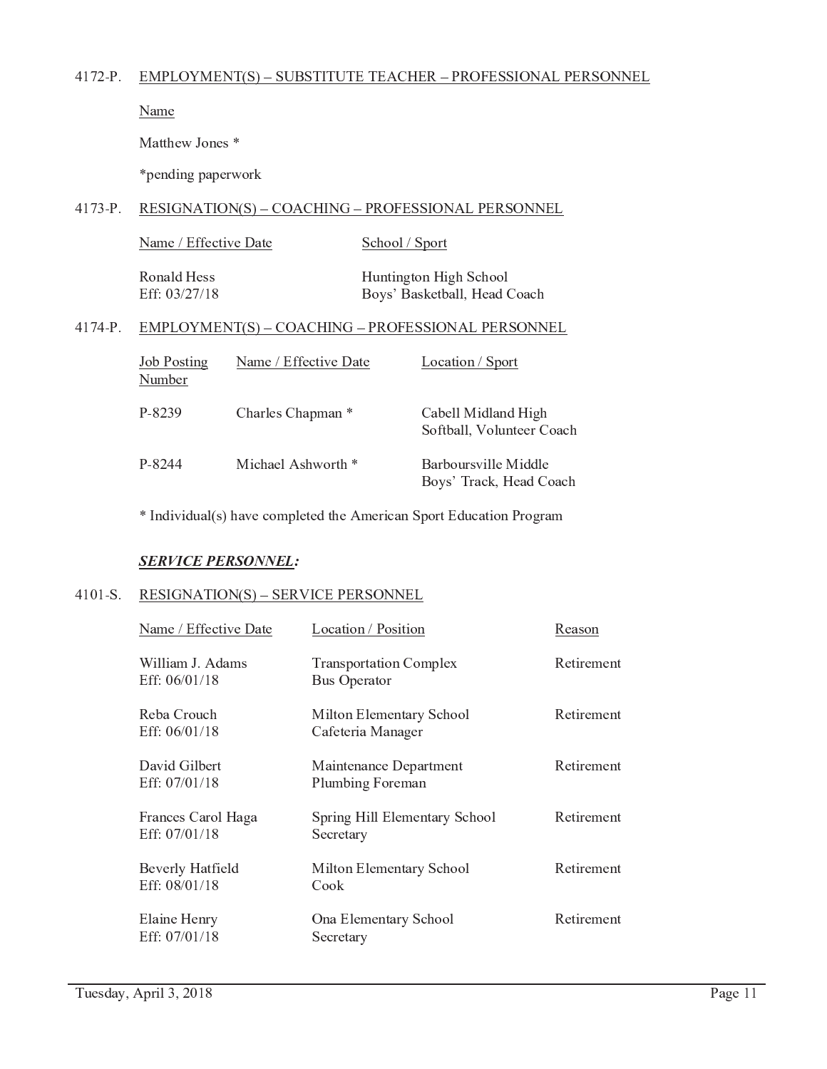4172-P. EMPLOYMENT(S) – SUBSTITUTE TEACHER – PROFESSIONAL PERSONNEL

Name

Matthew Jones *

*pending paperwork

4173-P. RESIGNATION(S) – COACHING – PROFESSIONAL PERSONNEL

| Name / Effective Date | School / Sport |
|---|---|
| Ronald Hess<br>Eff: 03/27/18 | Huntington High School<br>Boys' Basketball, Head Coach |

4174-P. EMPLOYMENT(S) – COACHING – PROFESSIONAL PERSONNEL

| Job Posting Number | Name / Effective Date | Location / Sport |
|---|---|---|
| P-8239 | Charles Chapman * | Cabell Midland High<br>Softball, Volunteer Coach |
| P-8244 | Michael Ashworth * | Barboursville Middle<br>Boys' Track, Head Coach |

* Individual(s) have completed the American Sport Education Program

***SERVICE PERSONNEL:***

4101-S. RESIGNATION(S) – SERVICE PERSONNEL

| Name / Effective Date | Location / Position | Reason |
|---|---|---|
| William J. Adams<br>Eff: 06/01/18 | Transportation Complex<br>Bus Operator | Retirement |
| Reba Crouch<br>Eff: 06/01/18 | Milton Elementary School<br>Cafeteria Manager | Retirement |
| David Gilbert<br>Eff: 07/01/18 | Maintenance Department<br>Plumbing Foreman | Retirement |
| Frances Carol Haga<br>Eff: 07/01/18 | Spring Hill Elementary School<br>Secretary | Retirement |
| Beverly Hatfield<br>Eff: 08/01/18 | Milton Elementary School<br>Cook | Retirement |
| Elaine Henry<br>Eff: 07/01/18 | Ona Elementary School<br>Secretary | Retirement |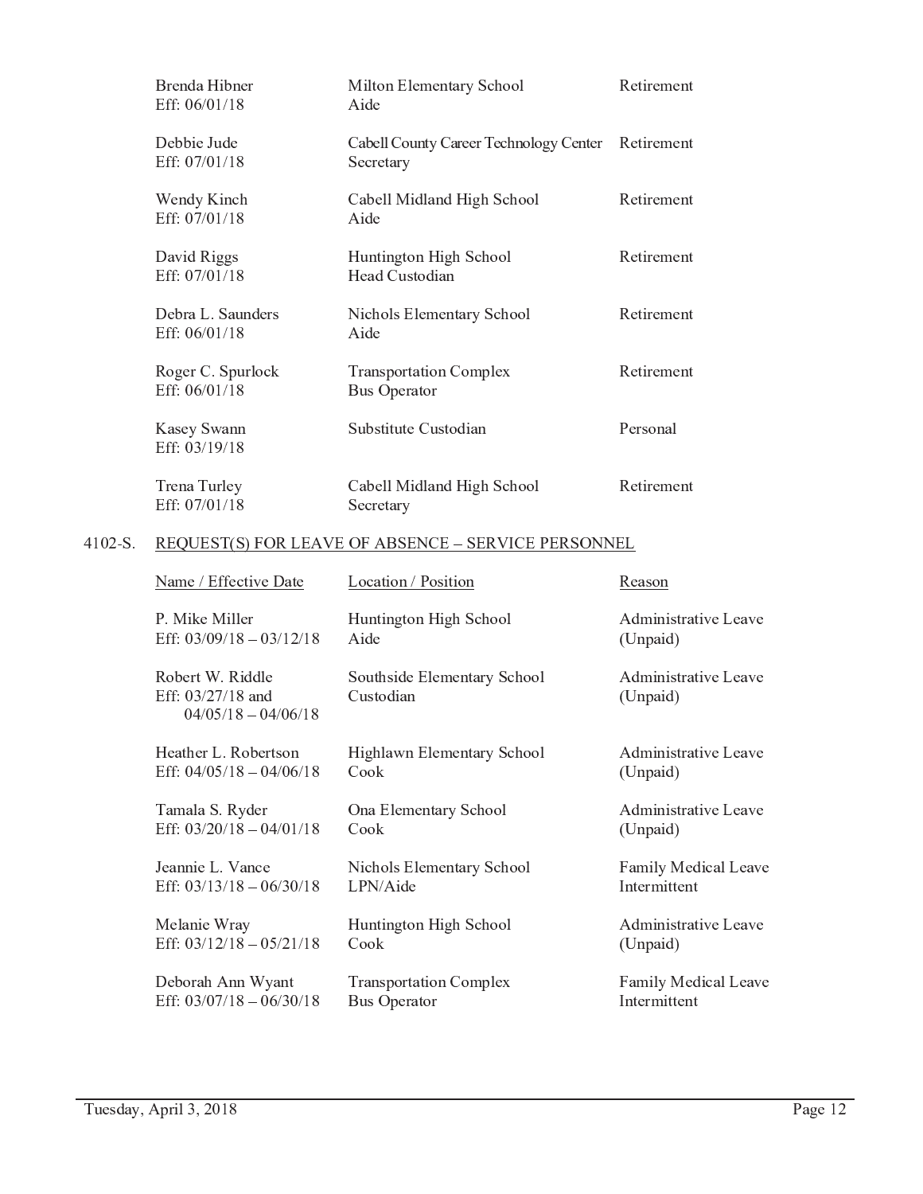| | | |
|---|---|---|
| Brenda Hibner<br>Eff: 06/01/18 | Milton Elementary School<br>Aide | Retirement |
| Debbie Jude<br>Eff: 07/01/18 | Cabell County Career Technology Center<br>Secretary | Retirement |
| Wendy Kinch<br>Eff: 07/01/18 | Cabell Midland High School<br>Aide | Retirement |
| David Riggs<br>Eff: 07/01/18 | Huntington High School<br>Head Custodian | Retirement |
| Debra L. Saunders<br>Eff: 06/01/18 | Nichols Elementary School<br>Aide | Retirement |
| Roger C. Spurlock<br>Eff: 06/01/18 | Transportation Complex<br>Bus Operator | Retirement |
| Kasey Swann<br>Eff: 03/19/18 | Substitute Custodian | Personal |
| Trena Turley<br>Eff: 07/01/18 | Cabell Midland High School<br>Secretary | Retirement |

4102-S. REQUEST(S) FOR LEAVE OF ABSENCE – SERVICE PERSONNEL

| Name / Effective Date | Location / Position | Reason |
|---|---|---|
| P. Mike Miller<br>Eff: 03/09/18 – 03/12/18 | Huntington High School<br>Aide | Administrative Leave<br>(Unpaid) |
| Robert W. Riddle<br>Eff: 03/27/18 and<br>04/05/18 – 04/06/18 | Southside Elementary School<br>Custodian | Administrative Leave<br>(Unpaid) |
| Heather L. Robertson<br>Eff: 04/05/18 – 04/06/18 | Highlawn Elementary School<br>Cook | Administrative Leave<br>(Unpaid) |
| Tamala S. Ryder<br>Eff: 03/20/18 – 04/01/18 | Ona Elementary School<br>Cook | Administrative Leave<br>(Unpaid) |
| Jeannie L. Vance<br>Eff: 03/13/18 – 06/30/18 | Nichols Elementary School<br>LPN/Aide | Family Medical Leave<br>Intermittent |
| Melanie Wray<br>Eff: 03/12/18 – 05/21/18 | Huntington High School<br>Cook | Administrative Leave<br>(Unpaid) |
| Deborah Ann Wyant<br>Eff: 03/07/18 – 06/30/18 | Transportation Complex<br>Bus Operator | Family Medical Leave<br>Intermittent |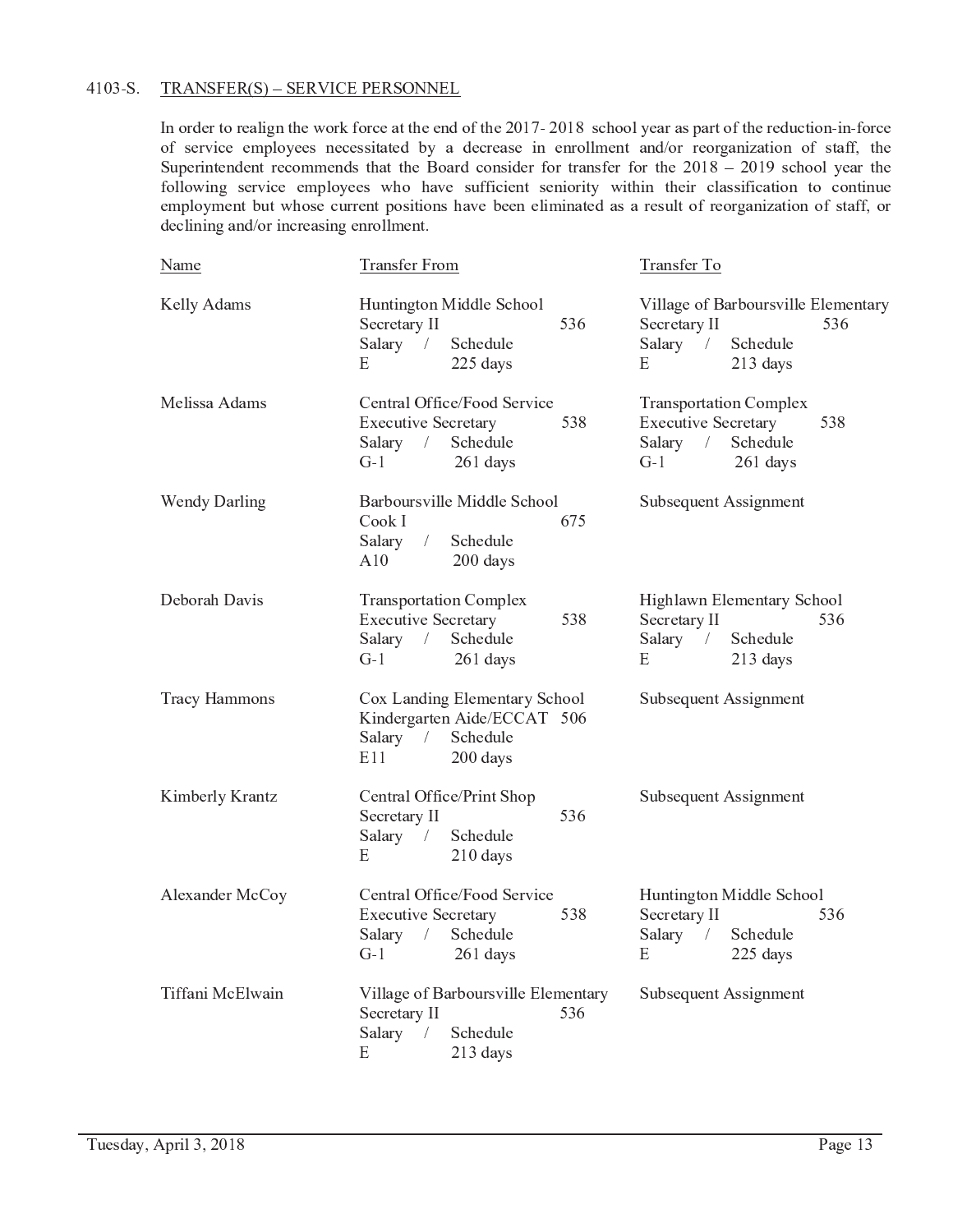4103-S. TRANSFER(S) – SERVICE PERSONNEL

In order to realign the work force at the end of the 2017- 2018 school year as part of the reduction-in-force of service employees necessitated by a decrease in enrollment and/or reorganization of staff, the Superintendent recommends that the Board consider for transfer for the 2018 – 2019 school year the following service employees who have sufficient seniority within their classification to continue employment but whose current positions have been eliminated as a result of reorganization of staff, or declining and/or increasing enrollment.

| Name | Transfer From | Transfer To |
|---|---|---|
| Kelly Adams | Huntington Middle School<br>Secretary II 536<br>Salary / Schedule<br>E 225 days | Village of Barboursville Elementary<br>Secretary II 536<br>Salary / Schedule<br>E 213 days |
| Melissa Adams | Central Office/Food Service<br>Executive Secretary 538<br>Salary / Schedule<br>G-1 261 days | Transportation Complex<br>Executive Secretary 538<br>Salary / Schedule<br>G-1 261 days |
| Wendy Darling | Barboursville Middle School<br>Cook I 675<br>Salary / Schedule<br>A10 200 days | Subsequent Assignment |
| Deborah Davis | Transportation Complex<br>Executive Secretary 538<br>Salary / Schedule<br>G-1 261 days | Highlawn Elementary School<br>Secretary II 536<br>Salary / Schedule<br>E 213 days |
| Tracy Hammons | Cox Landing Elementary School<br>Kindergarten Aide/ECCAT 506<br>Salary / Schedule<br>E11 200 days | Subsequent Assignment |
| Kimberly Krantz | Central Office/Print Shop<br>Secretary II 536<br>Salary / Schedule<br>E 210 days | Subsequent Assignment |
| Alexander McCoy | Central Office/Food Service<br>Executive Secretary 538<br>Salary / Schedule<br>G-1 261 days | Huntington Middle School<br>Secretary II 536<br>Salary / Schedule<br>E 225 days |
| Tiffani McElwain | Village of Barboursville Elementary<br>Secretary II 536<br>Salary / Schedule<br>E 213 days | Subsequent Assignment |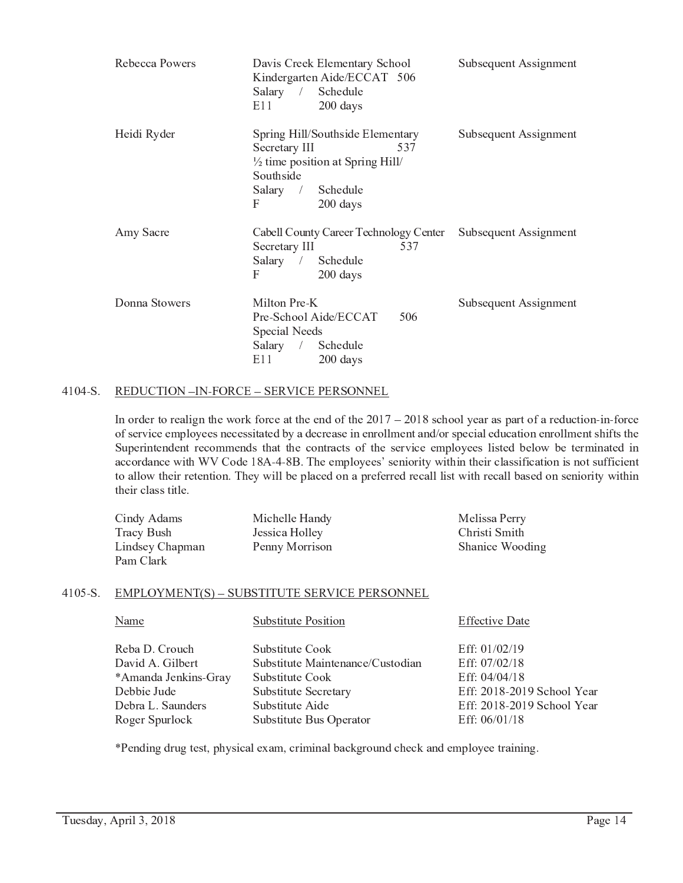| | | |
|---|---|---|
| Rebecca Powers | Davis Creek Elementary School<br>Kindergarten Aide/ECCAT 506<br>Salary / Schedule<br>E11 200 days | Subsequent Assignment |
| Heidi Ryder | Spring Hill/Southside Elementary<br>Secretary III 537<br>½ time position at Spring Hill/ Southside<br>Salary / Schedule<br>F 200 days | Subsequent Assignment |
| Amy Sacre | Cabell County Career Technology Center<br>Secretary III 537<br>Salary / Schedule<br>F 200 days | Subsequent Assignment |
| Donna Stowers | Milton Pre-K<br>Pre-School Aide/ECCAT 506<br>Special Needs<br>Salary / Schedule<br>E11 200 days | Subsequent Assignment |

4104-S. REDUCTION –IN-FORCE – SERVICE PERSONNEL

In order to realign the work force at the end of the 2017 – 2018 school year as part of a reduction-in-force of service employees necessitated by a decrease in enrollment and/or special education enrollment shifts the Superintendent recommends that the contracts of the service employees listed below be terminated in accordance with WV Code 18A-4-8B. The employees' seniority within their classification is not sufficient to allow their retention. They will be placed on a preferred recall list with recall based on seniority within their class title.

| | | |
|---|---|---|
| Cindy Adams | Michelle Handy | Melissa Perry |
| Tracy Bush | Jessica Holley | Christi Smith |
| Lindsey Chapman | Penny Morrison | Shanice Wooding |
| Pam Clark | | |

4105-S. EMPLOYMENT(S) – SUBSTITUTE SERVICE PERSONNEL

| Name | Substitute Position | Effective Date |
|---|---|---|
| Reba D. Crouch | Substitute Cook | Eff: 01/02/19 |
| David A. Gilbert | Substitute Maintenance/Custodian | Eff: 07/02/18 |
| *Amanda Jenkins-Gray | Substitute Cook | Eff: 04/04/18 |
| Debbie Jude | Substitute Secretary | Eff: 2018-2019 School Year |
| Debra L. Saunders | Substitute Aide | Eff: 2018-2019 School Year |
| Roger Spurlock | Substitute Bus Operator | Eff: 06/01/18 |

*Pending drug test, physical exam, criminal background check and employee training.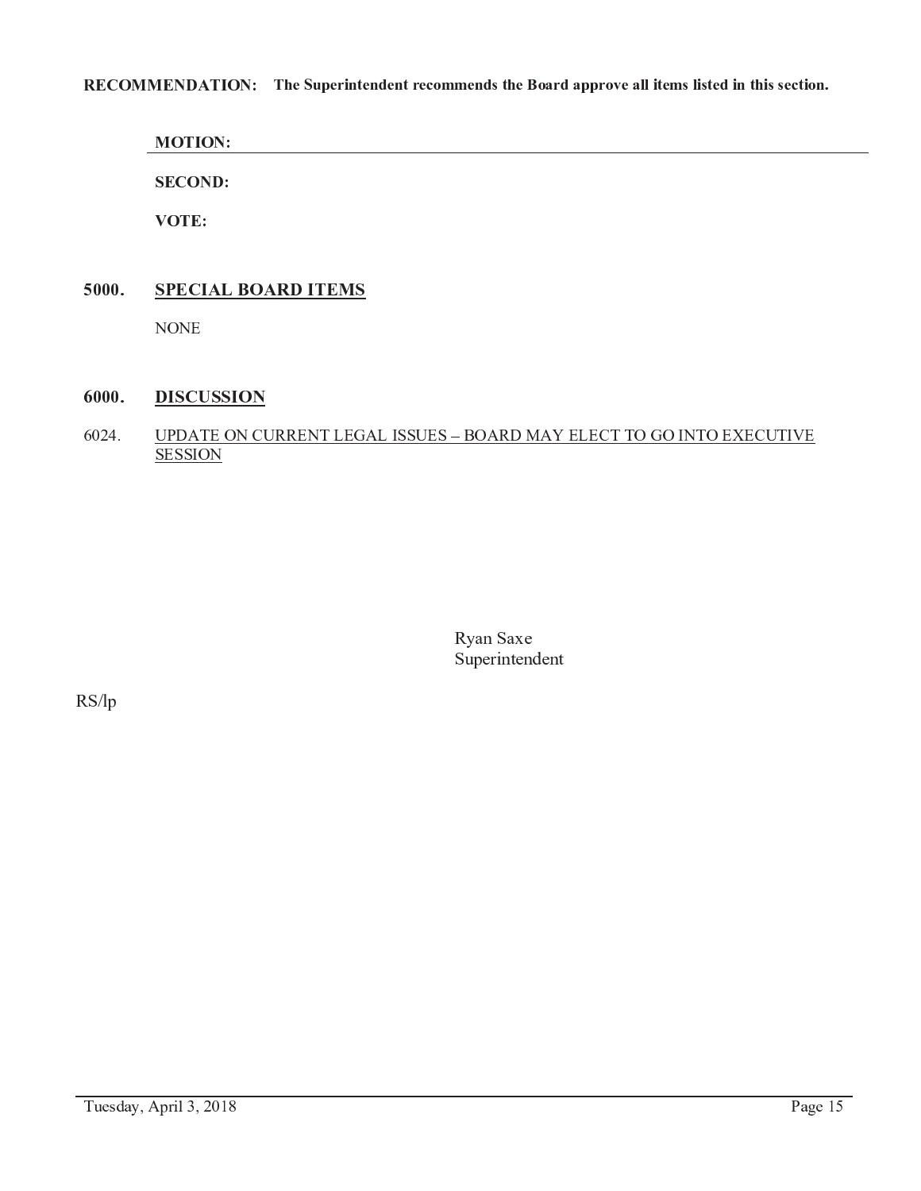**RECOMMENDATION:** **The Superintendent recommends the Board approve all items listed in this section.**

**MOTION:**

**SECOND:**

**VOTE:**

## 5000. SPECIAL BOARD ITEMS

NONE

## 6000. DISCUSSION

6024. UPDATE ON CURRENT LEGAL ISSUES – BOARD MAY ELECT TO GO INTO EXECUTIVE SESSION

Ryan Saxe
Superintendent

RS/lp